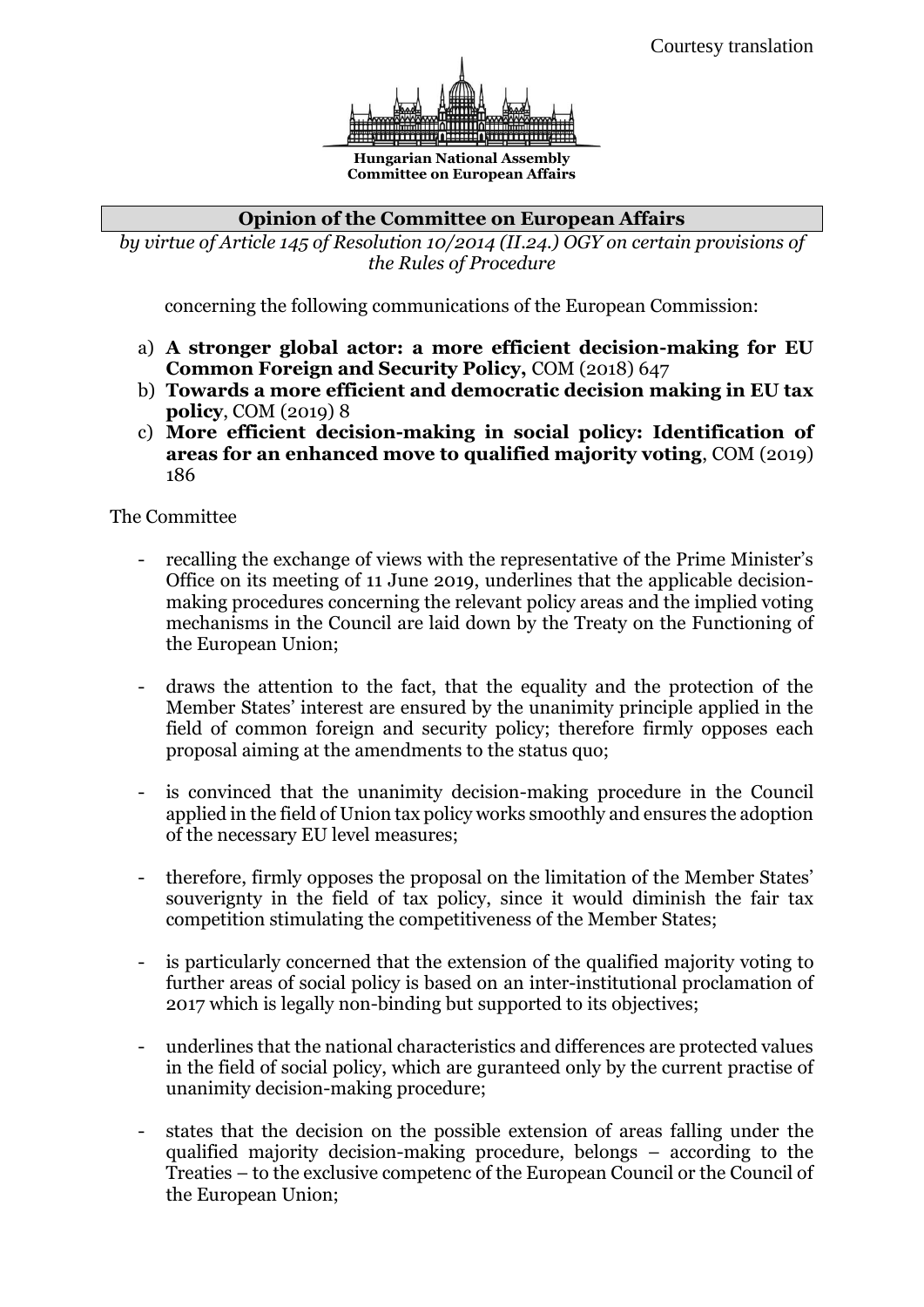Courtesy translation

**Hungarian National Assembly**
**Committee on European Affairs**

## Opinion of the Committee on European Affairs

*by virtue of Article 145 of Resolution 10/2014 (II.24.) OGY on certain provisions of the Rules of Procedure*

concerning the following communications of the European Commission:

a) **A stronger global actor: a more efficient decision-making for EU Common Foreign and Security Policy,** COM (2018) 647
b) **Towards a more efficient and democratic decision making in EU tax policy**, COM (2019) 8
c) **More efficient decision-making in social policy: Identification of areas for an enhanced move to qualified majority voting**, COM (2019) 186

The Committee

- recalling the exchange of views with the representative of the Prime Minister's Office on its meeting of 11 June 2019, underlines that the applicable decision-making procedures concerning the relevant policy areas and the implied voting mechanisms in the Council are laid down by the Treaty on the Functioning of the European Union;

- draws the attention to the fact, that the equality and the protection of the Member States' interest are ensured by the unanimity principle applied in the field of common foreign and security policy; therefore firmly opposes each proposal aiming at the amendments to the status quo;

- is convinced that the unanimity decision-making procedure in the Council applied in the field of Union tax policy works smoothly and ensures the adoption of the necessary EU level measures;

- therefore, firmly opposes the proposal on the limitation of the Member States' souverignty in the field of tax policy, since it would diminish the fair tax competition stimulating the competitiveness of the Member States;

- is particularly concerned that the extension of the qualified majority voting to further areas of social policy is based on an inter-institutional proclamation of 2017 which is legally non-binding but supported to its objectives;

- underlines that the national characteristics and differences are protected values in the field of social policy, which are guranteed only by the current practise of unanimity decision-making procedure;

- states that the decision on the possible extension of areas falling under the qualified majority decision-making procedure, belongs – according to the Treaties – to the exclusive competenc of the European Council or the Council of the European Union;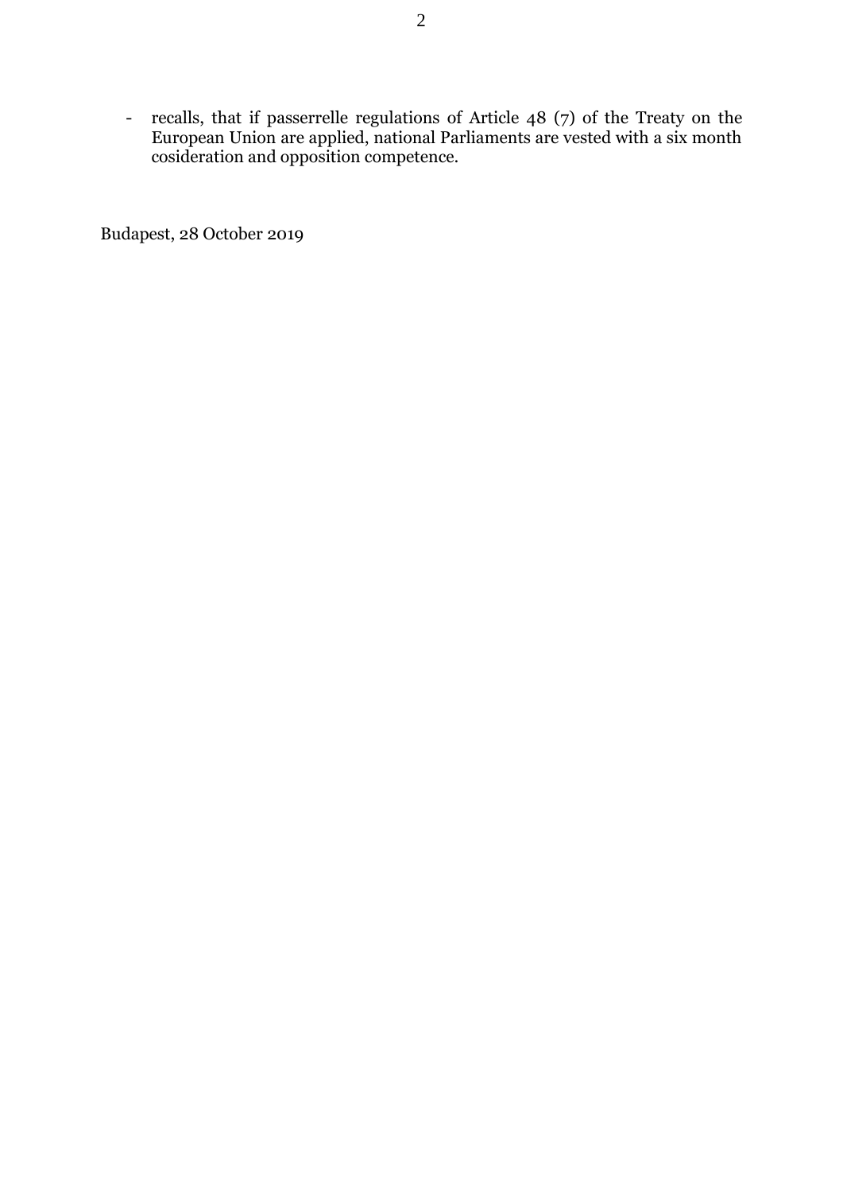- recalls, that if passerrelle regulations of Article 48 (7) of the Treaty on the European Union are applied, national Parliaments are vested with a six month cosideration and opposition competence.

Budapest, 28 October 2019